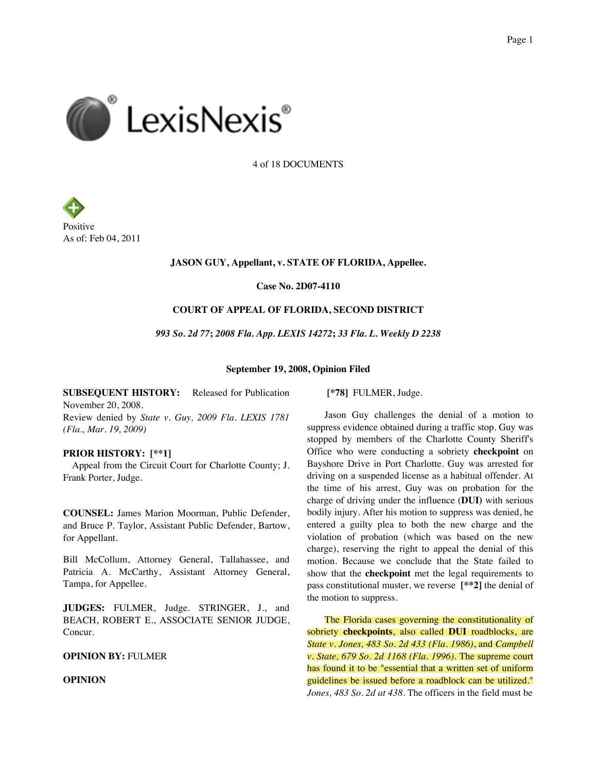4 of 18 DOCUMENTS

Positive
As of: Feb 04, 2011

**JASON GUY, Appellant, v. STATE OF FLORIDA, Appellee.**

**Case No. 2D07-4110**

**COURT OF APPEAL OF FLORIDA, SECOND DISTRICT**

***993 So. 2d 77*; *2008 Fla. App. LEXIS 14272*; *33 Fla. L. Weekly D 2238***

**September 19, 2008, Opinion Filed**

**SUBSEQUENT HISTORY:** Released for Publication November 20, 2008.
Review denied by *State v. Guy, 2009 Fla. LEXIS 1781 (Fla., Mar. 19, 2009)*

**PRIOR HISTORY: [**1]**
Appeal from the Circuit Court for Charlotte County; J. Frank Porter, Judge.

**COUNSEL:** James Marion Moorman, Public Defender, and Bruce P. Taylor, Assistant Public Defender, Bartow, for Appellant.

Bill McCollum, Attorney General, Tallahassee, and Patricia A. McCarthy, Assistant Attorney General, Tampa, for Appellee.

**JUDGES:** FULMER, Judge. STRINGER, J., and BEACH, ROBERT E., ASSOCIATE SENIOR JUDGE, Concur.

**OPINION BY:** FULMER

**OPINION**

**[*78]** FULMER, Judge.

Jason Guy challenges the denial of a motion to suppress evidence obtained during a traffic stop. Guy was stopped by members of the Charlotte County Sheriff's Office who were conducting a sobriety **checkpoint** on Bayshore Drive in Port Charlotte. Guy was arrested for driving on a suspended license as a habitual offender. At the time of his arrest, Guy was on probation for the charge of driving under the influence (**DUI**) with serious bodily injury. After his motion to suppress was denied, he entered a guilty plea to both the new charge and the violation of probation (which was based on the new charge), reserving the right to appeal the denial of this motion. Because we conclude that the State failed to show that the **checkpoint** met the legal requirements to pass constitutional muster, we reverse **[**2]** the denial of the motion to suppress.

The Florida cases governing the constitutionality of sobriety **checkpoints**, also called **DUI** roadblocks, are *State v. Jones, 483 So. 2d 433 (Fla. 1986)*, and *Campbell v. State, 679 So. 2d 1168 (Fla. 1996)*. The supreme court has found it to be "essential that a written set of uniform guidelines be issued before a roadblock can be utilized." *Jones, 483 So. 2d at 438*. The officers in the field must be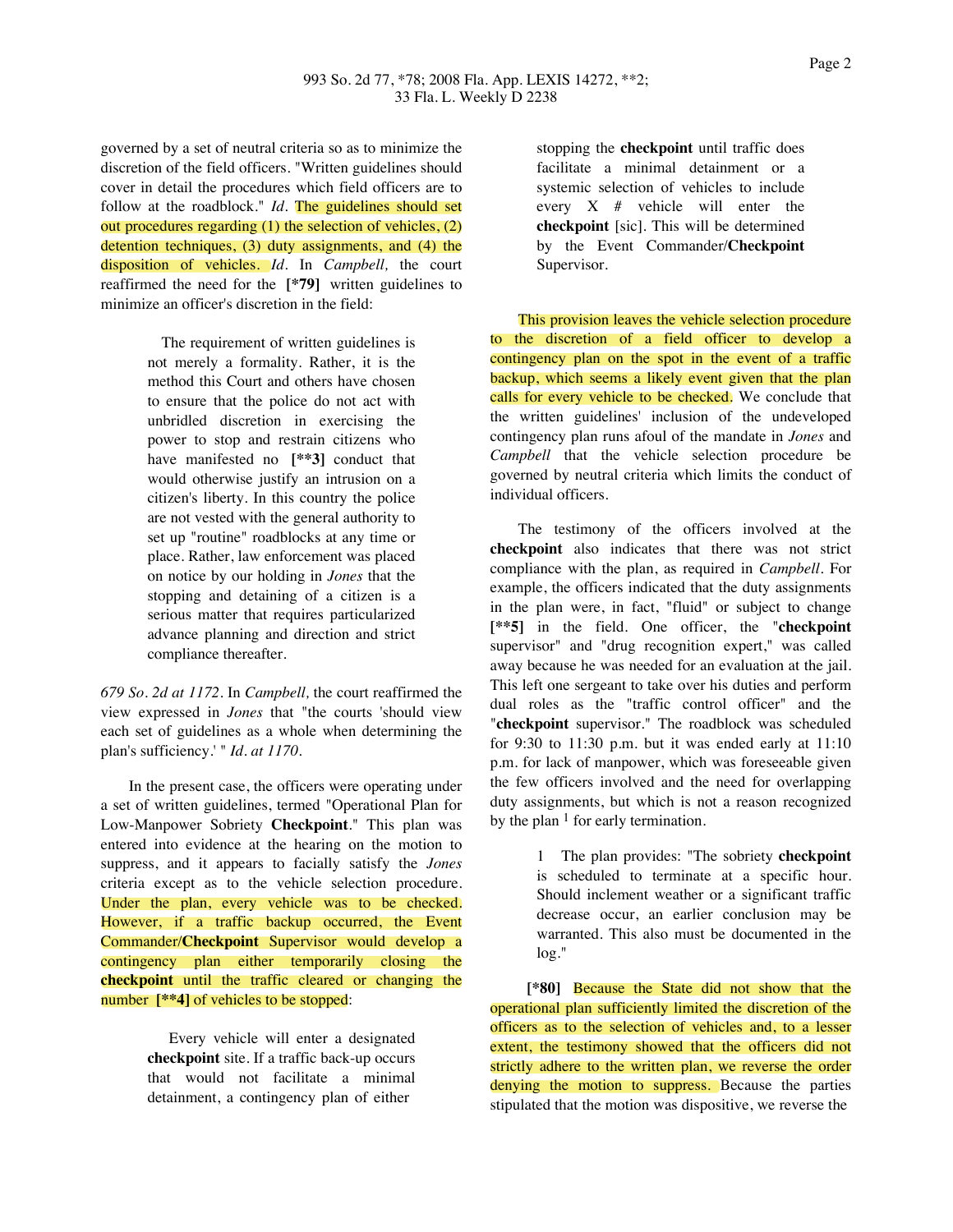governed by a set of neutral criteria so as to minimize the discretion of the field officers. "Written guidelines should cover in detail the procedures which field officers are to follow at the roadblock." *Id.* The guidelines should set out procedures regarding (1) the selection of vehicles, (2) detention techniques, (3) duty assignments, and (4) the disposition of vehicles. *Id.* In *Campbell,* the court reaffirmed the need for the **[*79]** written guidelines to minimize an officer's discretion in the field:

> The requirement of written guidelines is not merely a formality. Rather, it is the method this Court and others have chosen to ensure that the police do not act with unbridled discretion in exercising the power to stop and restrain citizens who have manifested no **[**3]** conduct that would otherwise justify an intrusion on a citizen's liberty. In this country the police are not vested with the general authority to set up "routine" roadblocks at any time or place. Rather, law enforcement was placed on notice by our holding in *Jones* that the stopping and detaining of a citizen is a serious matter that requires particularized advance planning and direction and strict compliance thereafter.

*679 So. 2d at 1172.* In *Campbell,* the court reaffirmed the view expressed in *Jones* that "the courts 'should view each set of guidelines as a whole when determining the plan's sufficiency.' " *Id. at 1170.*

In the present case, the officers were operating under a set of written guidelines, termed "Operational Plan for Low-Manpower Sobriety **Checkpoint**." This plan was entered into evidence at the hearing on the motion to suppress, and it appears to facially satisfy the *Jones* criteria except as to the vehicle selection procedure. Under the plan, every vehicle was to be checked. However, if a traffic backup occurred, the Event Commander/**Checkpoint** Supervisor would develop a contingency plan either temporarily closing the **checkpoint** until the traffic cleared or changing the number **[**4]** of vehicles to be stopped:

> Every vehicle will enter a designated **checkpoint** site. If a traffic back-up occurs that would not facilitate a minimal detainment, a contingency plan of either stopping the **checkpoint** until traffic does facilitate a minimal detainment or a systemic selection of vehicles to include every X # vehicle will enter the **checkpoint** [sic]. This will be determined by the Event Commander/**Checkpoint** Supervisor.

This provision leaves the vehicle selection procedure to the discretion of a field officer to develop a contingency plan on the spot in the event of a traffic backup, which seems a likely event given that the plan calls for every vehicle to be checked. We conclude that the written guidelines' inclusion of the undeveloped contingency plan runs afoul of the mandate in *Jones* and *Campbell* that the vehicle selection procedure be governed by neutral criteria which limits the conduct of individual officers.

The testimony of the officers involved at the **checkpoint** also indicates that there was not strict compliance with the plan, as required in *Campbell*. For example, the officers indicated that the duty assignments in the plan were, in fact, "fluid" or subject to change **[**5]** in the field. One officer, the "**checkpoint** supervisor" and "drug recognition expert," was called away because he was needed for an evaluation at the jail. This left one sergeant to take over his duties and perform dual roles as the "traffic control officer" and the "**checkpoint** supervisor." The roadblock was scheduled for 9:30 to 11:30 p.m. but it was ended early at 11:10 p.m. for lack of manpower, which was foreseeable given the few officers involved and the need for overlapping duty assignments, but which is not a reason recognized by the plan [1] for early termination.

> 1 The plan provides: "The sobriety **checkpoint** is scheduled to terminate at a specific hour. Should inclement weather or a significant traffic decrease occur, an earlier conclusion may be warranted. This also must be documented in the log."

**[*80]** Because the State did not show that the operational plan sufficiently limited the discretion of the officers as to the selection of vehicles and, to a lesser extent, the testimony showed that the officers did not strictly adhere to the written plan, we reverse the order denying the motion to suppress. Because the parties stipulated that the motion was dispositive, we reverse the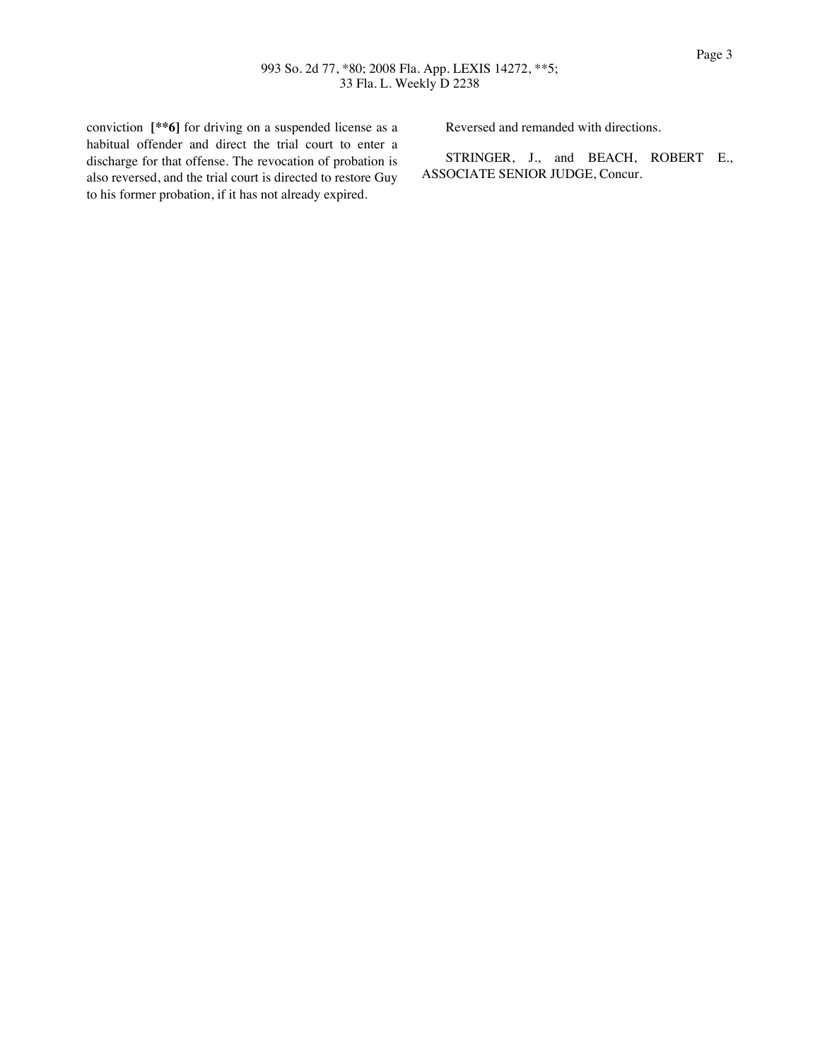conviction [**6] for driving on a suspended license as a habitual offender and direct the trial court to enter a discharge for that offense. The revocation of probation is also reversed, and the trial court is directed to restore Guy to his former probation, if it has not already expired.

Reversed and remanded with directions.

STRINGER, J., and BEACH, ROBERT E., ASSOCIATE SENIOR JUDGE, Concur.